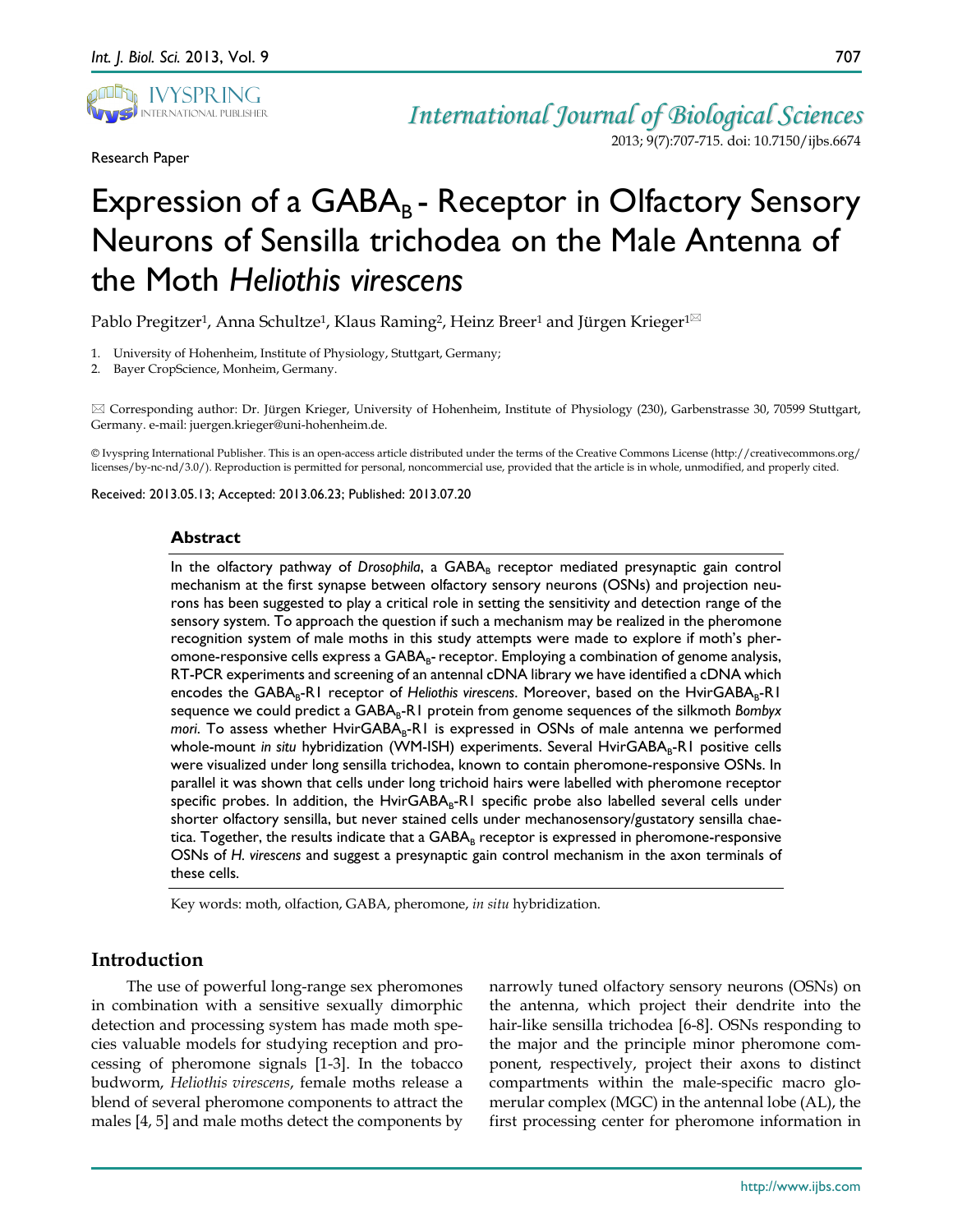Research Paper

# Expression of a $GABA_B$ - Receptor in Olfactory Sensory Neurons of Sensilla trichodea on the Male Antenna of the Moth *Heliothis virescens*

Pablo Pregitzer[1], Anna Schultze[1], Klaus Raming[2], Heinz Breer[1] and Jürgen Krieger[1]✉

1. University of Hohenheim, Institute of Physiology, Stuttgart, Germany;
2. Bayer CropScience, Monheim, Germany.

✉ Corresponding author: Dr. Jürgen Krieger, University of Hohenheim, Institute of Physiology (230), Garbenstrasse 30, 70599 Stuttgart, Germany. e-mail: juergen.krieger@uni-hohenheim.de.

© Ivyspring International Publisher. This is an open-access article distributed under the terms of the Creative Commons License (http://creativecommons.org/licenses/by-nc-nd/3.0/). Reproduction is permitted for personal, noncommercial use, provided that the article is in whole, unmodified, and properly cited.

Received: 2013.05.13; Accepted: 2013.06.23; Published: 2013.07.20

## Abstract

In the olfactory pathway of *Drosophila*, a $GABA_B$ receptor mediated presynaptic gain control mechanism at the first synapse between olfactory sensory neurons (OSNs) and projection neurons has been suggested to play a critical role in setting the sensitivity and detection range of the sensory system. To approach the question if such a mechanism may be realized in the pheromone recognition system of male moths in this study attempts were made to explore if moth's pheromone-responsive cells express a $GABA_B$- receptor. Employing a combination of genome analysis, RT-PCR experiments and screening of an antennal cDNA library we have identified a cDNA which encodes the $GABA_B$-R1 receptor of *Heliothis virescens*. Moreover, based on the Hvir$GABA_B$-R1 sequence we could predict a $GABA_B$-R1 protein from genome sequences of the silkmoth *Bombyx mori*. To assess whether Hvir$GABA_B$-R1 is expressed in OSNs of male antenna we performed whole-mount *in situ* hybridization (WM-ISH) experiments. Several Hvir$GABA_B$-R1 positive cells were visualized under long sensilla trichodea, known to contain pheromone-responsive OSNs. In parallel it was shown that cells under long trichoid hairs were labelled with pheromone receptor specific probes. In addition, the Hvir$GABA_B$-R1 specific probe also labelled several cells under shorter olfactory sensilla, but never stained cells under mechanosensory/gustatory sensilla chaetica. Together, the results indicate that a $GABA_B$ receptor is expressed in pheromone-responsive OSNs of *H. virescens* and suggest a presynaptic gain control mechanism in the axon terminals of these cells.

Key words: moth, olfaction, GABA, pheromone, *in situ* hybridization.

## Introduction

The use of powerful long-range sex pheromones in combination with a sensitive sexually dimorphic detection and processing system has made moth species valuable models for studying reception and processing of pheromone signals [1-3]. In the tobacco budworm, *Heliothis virescens*, female moths release a blend of several pheromone components to attract the males [4, 5] and male moths detect the components by narrowly tuned olfactory sensory neurons (OSNs) on the antenna, which project their dendrite into the hair-like sensilla trichodea [6-8]. OSNs responding to the major and the principle minor pheromone component, respectively, project their axons to distinct compartments within the male-specific macro glomerular complex (MGC) in the antennal lobe (AL), the first processing center for pheromone information in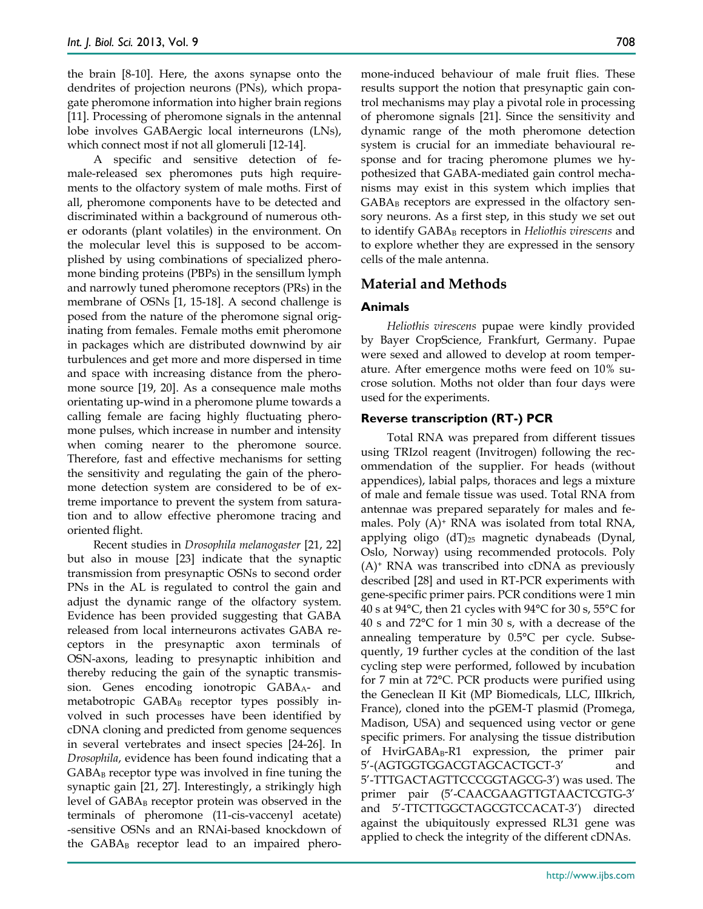the brain [8-10]. Here, the axons synapse onto the dendrites of projection neurons (PNs), which propagate pheromone information into higher brain regions [11]. Processing of pheromone signals in the antennal lobe involves GABAergic local interneurons (LNs), which connect most if not all glomeruli [12-14].

A specific and sensitive detection of female-released sex pheromones puts high requirements to the olfactory system of male moths. First of all, pheromone components have to be detected and discriminated within a background of numerous other odorants (plant volatiles) in the environment. On the molecular level this is supposed to be accomplished by using combinations of specialized pheromone binding proteins (PBPs) in the sensillum lymph and narrowly tuned pheromone receptors (PRs) in the membrane of OSNs [1, 15-18]. A second challenge is posed from the nature of the pheromone signal originating from females. Female moths emit pheromone in packages which are distributed downwind by air turbulences and get more and more dispersed in time and space with increasing distance from the pheromone source [19, 20]. As a consequence male moths orientating up-wind in a pheromone plume towards a calling female are facing highly fluctuating pheromone pulses, which increase in number and intensity when coming nearer to the pheromone source. Therefore, fast and effective mechanisms for setting the sensitivity and regulating the gain of the pheromone detection system are considered to be of extreme importance to prevent the system from saturation and to allow effective pheromone tracing and oriented flight.

Recent studies in *Drosophila melanogaster* [21, 22] but also in mouse [23] indicate that the synaptic transmission from presynaptic OSNs to second order PNs in the AL is regulated to control the gain and adjust the dynamic range of the olfactory system. Evidence has been provided suggesting that GABA released from local interneurons activates GABA receptors in the presynaptic axon terminals of OSN-axons, leading to presynaptic inhibition and thereby reducing the gain of the synaptic transmission. Genes encoding ionotropic $GABA_A$- and metabotropic $GABA_B$ receptor types possibly involved in such processes have been identified by cDNA cloning and predicted from genome sequences in several vertebrates and insect species [24-26]. In *Drosophila*, evidence has been found indicating that a $GABA_B$ receptor type was involved in fine tuning the synaptic gain [21, 27]. Interestingly, a strikingly high level of $GABA_B$ receptor protein was observed in the terminals of pheromone (11-cis-vaccenyl acetate) -sensitive OSNs and an RNAi-based knockdown of the $GABA_B$ receptor lead to an impaired pheromone-induced behaviour of male fruit flies. These results support the notion that presynaptic gain control mechanisms may play a pivotal role in processing of pheromone signals [21]. Since the sensitivity and dynamic range of the moth pheromone detection system is crucial for an immediate behavioural response and for tracing pheromone plumes we hypothesized that GABA-mediated gain control mechanisms may exist in this system which implies that $GABA_B$ receptors are expressed in the olfactory sensory neurons. As a first step, in this study we set out to identify $GABA_B$ receptors in *Heliothis virescens* and to explore whether they are expressed in the sensory cells of the male antenna.

## Material and Methods

### Animals

*Heliothis virescens* pupae were kindly provided by Bayer CropScience, Frankfurt, Germany. Pupae were sexed and allowed to develop at room temperature. After emergence moths were feed on 10% sucrose solution. Moths not older than four days were used for the experiments.

### Reverse transcription (RT-) PCR

Total RNA was prepared from different tissues using TRIzol reagent (Invitrogen) following the recommendation of the supplier. For heads (without appendices), labial palps, thoraces and legs a mixture of male and female tissue was used. Total RNA from antennae was prepared separately for males and females. Poly $(A)^+$ RNA was isolated from total RNA, applying oligo $(dT)_{25}$ magnetic dynabeads (Dynal, Oslo, Norway) using recommended protocols. Poly $(A)^+$ RNA was transcribed into cDNA as previously described [28] and used in RT-PCR experiments with gene-specific primer pairs. PCR conditions were 1 min 40 s at 94°C, then 21 cycles with 94°C for 30 s, 55°C for 40 s and 72°C for 1 min 30 s, with a decrease of the annealing temperature by 0.5°C per cycle. Subsequently, 19 further cycles at the condition of the last cycling step were performed, followed by incubation for 7 min at 72°C. PCR products were purified using the Geneclean II Kit (MP Biomedicals, LLC, IIIkrich, France), cloned into the pGEM-T plasmid (Promega, Madison, USA) and sequenced using vector or gene specific primers. For analysing the tissue distribution of $HvirGABA_B$-R1 expression, the primer pair 5'-(AGTGGTGGACGTAGCACTGCT-3' and 5'-TTTGACTAGTTCCCGGTAGCG-3') was used. The primer pair (5'-CAACGAAGTTGTAACTCGTG-3' and 5'-TTCTTGGCTAGCGTCCACAT-3') directed against the ubiquitously expressed RL31 gene was applied to check the integrity of the different cDNAs.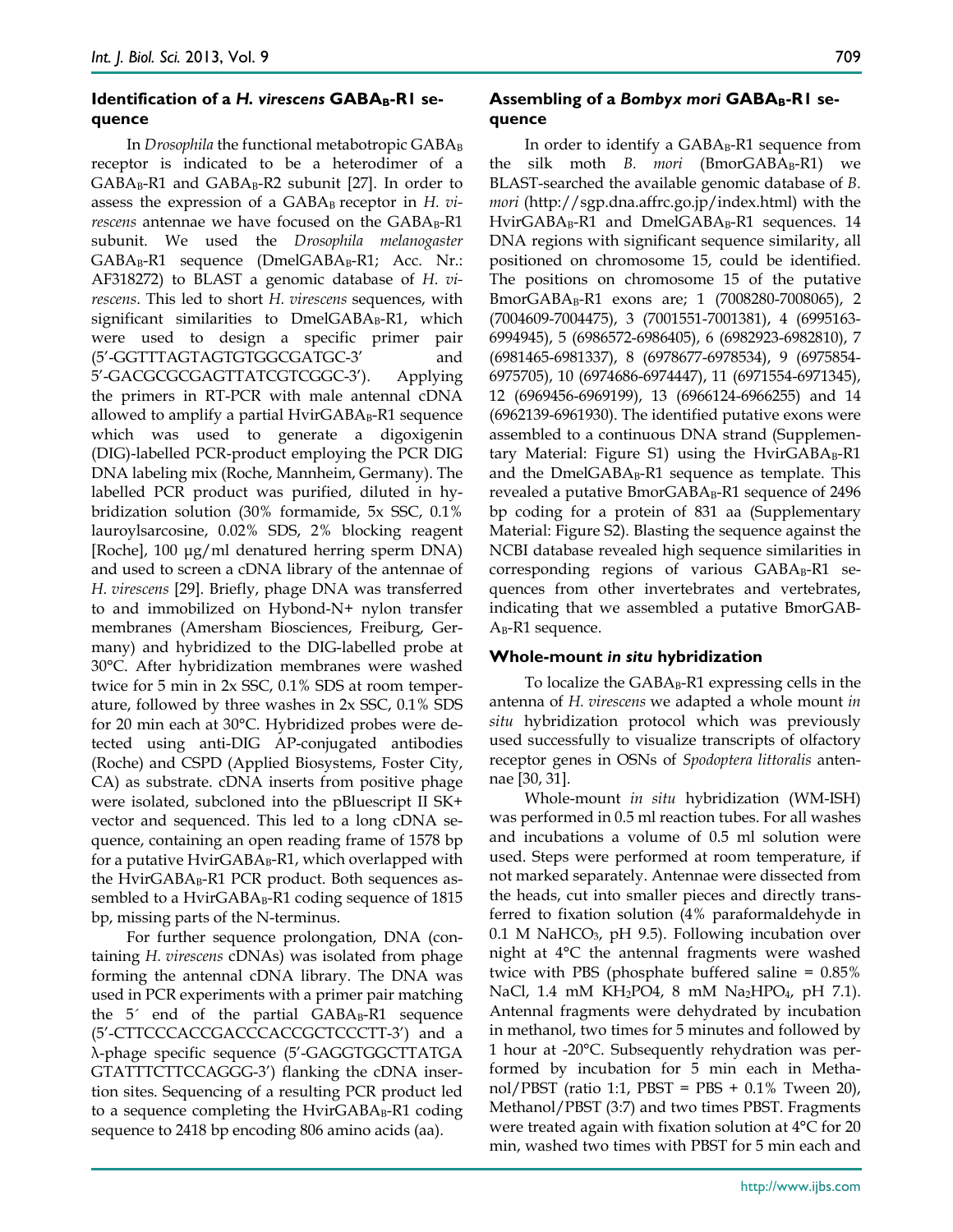### Identification of a *H. virescens* $GABA_B$-R1 sequence

In *Drosophila* the functional metabotropic $GABA_B$ receptor is indicated to be a heterodimer of a $GABA_B$-R1 and $GABA_B$-R2 subunit [27]. In order to assess the expression of a $GABA_B$ receptor in *H. virescens* antennae we have focused on the $GABA_B$-R1 subunit. We used the *Drosophila melanogaster* $GABA_B$-R1 sequence (Dmel$GABA_B$-R1; Acc. Nr.: AF318272) to BLAST a genomic database of *H. virescens*. This led to short *H. virescens* sequences, with significant similarities to Dmel$GABA_B$-R1, which were used to design a specific primer pair (5'-GGTTTAGTAGTGTGGCGATGC-3' and 5'-GACGCGCGAGTTATCGTCGGC-3'). Applying the primers in RT-PCR with male antennal cDNA allowed to amplify a partial Hvir$GABA_B$-R1 sequence which was used to generate a digoxigenin (DIG)-labelled PCR-product employing the PCR DIG DNA labeling mix (Roche, Mannheim, Germany). The labelled PCR product was purified, diluted in hybridization solution (30% formamide, 5x SSC, 0.1% lauroylsarcosine, 0.02% SDS, 2% blocking reagent [Roche], 100 µg/ml denatured herring sperm DNA) and used to screen a cDNA library of the antennae of *H. virescens* [29]. Briefly, phage DNA was transferred to and immobilized on Hybond-N+ nylon transfer membranes (Amersham Biosciences, Freiburg, Germany) and hybridized to the DIG-labelled probe at 30°C. After hybridization membranes were washed twice for 5 min in 2x SSC, 0.1% SDS at room temperature, followed by three washes in 2x SSC, 0.1% SDS for 20 min each at 30°C. Hybridized probes were detected using anti-DIG AP-conjugated antibodies (Roche) and CSPD (Applied Biosystems, Foster City, CA) as substrate. cDNA inserts from positive phage were isolated, subcloned into the pBluescript II SK+ vector and sequenced. This led to a long cDNA sequence, containing an open reading frame of 1578 bp for a putative Hvir$GABA_B$-R1, which overlapped with the Hvir$GABA_B$-R1 PCR product. Both sequences assembled to a Hvir$GABA_B$-R1 coding sequence of 1815 bp, missing parts of the N-terminus.

For further sequence prolongation, DNA (containing *H. virescens* cDNAs) was isolated from phage forming the antennal cDNA library. The DNA was used in PCR experiments with a primer pair matching the 5´ end of the partial $GABA_B$-R1 sequence (5'-CTTCCCACCGACCCACCGCTCCCTT-3') and a λ-phage specific sequence (5'-GAGGTGGCTTATGA GTATTTCTTCCAGGG-3') flanking the cDNA insertion sites. Sequencing of a resulting PCR product led to a sequence completing the Hvir$GABA_B$-R1 coding sequence to 2418 bp encoding 806 amino acids (aa).

### Assembling of a *Bombyx mori* $GABA_B$-R1 sequence

In order to identify a $GABA_B$-R1 sequence from the silk moth *B. mori* (Bmor$GABA_B$-R1) we BLAST-searched the available genomic database of *B. mori* (http://sgp.dna.affrc.go.jp/index.html) with the Hvir$GABA_B$-R1 and Dmel$GABA_B$-R1 sequences. 14 DNA regions with significant sequence similarity, all positioned on chromosome 15, could be identified. The positions on chromosome 15 of the putative Bmor$GABA_B$-R1 exons are; 1 (7008280-7008065), 2 (7004609-7004475), 3 (7001551-7001381), 4 (6995163-6994945), 5 (6986572-6986405), 6 (6982923-6982810), 7 (6981465-6981337), 8 (6978677-6978534), 9 (6975854-6975705), 10 (6974686-6974447), 11 (6971554-6971345), 12 (6969456-6969199), 13 (6966124-6966255) and 14 (6962139-6961930). The identified putative exons were assembled to a continuous DNA strand (Supplementary Material: Figure S1) using the Hvir$GABA_B$-R1 and the Dmel$GABA_B$-R1 sequence as template. This revealed a putative Bmor$GABA_B$-R1 sequence of 2496 bp coding for a protein of 831 aa (Supplementary Material: Figure S2). Blasting the sequence against the NCBI database revealed high sequence similarities in corresponding regions of various $GABA_B$-R1 sequences from other invertebrates and vertebrates, indicating that we assembled a putative Bmor$GABA_B$-R1 sequence.

### Whole-mount *in situ* hybridization

To localize the $GABA_B$-R1 expressing cells in the antenna of *H. virescens* we adapted a whole mount *in situ* hybridization protocol which was previously used successfully to visualize transcripts of olfactory receptor genes in OSNs of *Spodoptera littoralis* antennae [30, 31].

Whole-mount *in situ* hybridization (WM-ISH) was performed in 0.5 ml reaction tubes. For all washes and incubations a volume of 0.5 ml solution were used. Steps were performed at room temperature, if not marked separately. Antennae were dissected from the heads, cut into smaller pieces and directly transferred to fixation solution (4% paraformaldehyde in 0.1 M $NaHCO_3$, pH 9.5). Following incubation over night at 4°C the antennal fragments were washed twice with PBS (phosphate buffered saline = 0.85% NaCl, 1.4 mM $KH_2PO_4$, 8 mM $Na_2HPO_4$, pH 7.1). Antennal fragments were dehydrated by incubation in methanol, two times for 5 minutes and followed by 1 hour at -20°C. Subsequently rehydration was performed by incubation for 5 min each in Methanol/PBST (ratio 1:1, PBST = PBS + 0.1% Tween 20), Methanol/PBST (3:7) and two times PBST. Fragments were treated again with fixation solution at 4°C for 20 min, washed two times with PBST for 5 min each and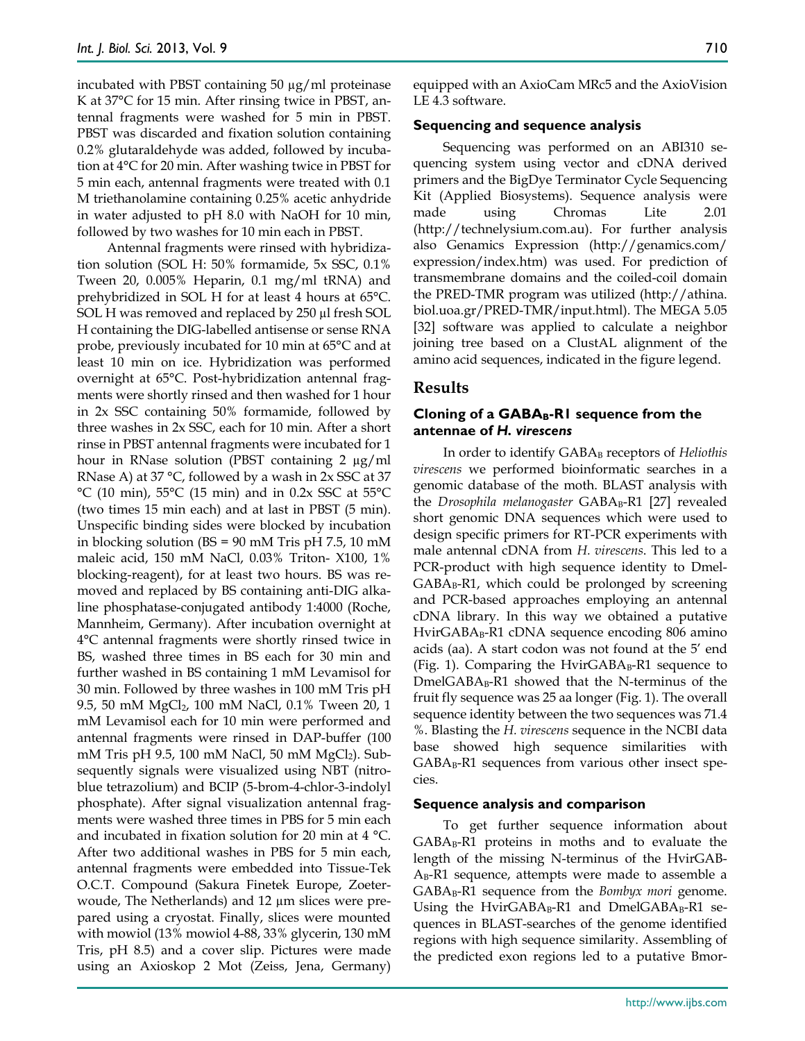incubated with PBST containing 50 µg/ml proteinase K at 37°C for 15 min. After rinsing twice in PBST, antennal fragments were washed for 5 min in PBST. PBST was discarded and fixation solution containing 0.2% glutaraldehyde was added, followed by incubation at 4°C for 20 min. After washing twice in PBST for 5 min each, antennal fragments were treated with 0.1 M triethanolamine containing 0.25% acetic anhydride in water adjusted to pH 8.0 with NaOH for 10 min, followed by two washes for 10 min each in PBST.

Antennal fragments were rinsed with hybridization solution (SOL H: 50% formamide, 5x SSC, 0.1% Tween 20, 0.005% Heparin, 0.1 mg/ml tRNA) and prehybridized in SOL H for at least 4 hours at 65°C. SOL H was removed and replaced by 250 µl fresh SOL H containing the DIG-labelled antisense or sense RNA probe, previously incubated for 10 min at 65°C and at least 10 min on ice. Hybridization was performed overnight at 65°C. Post-hybridization antennal fragments were shortly rinsed and then washed for 1 hour in 2x SSC containing 50% formamide, followed by three washes in 2x SSC, each for 10 min. After a short rinse in PBST antennal fragments were incubated for 1 hour in RNase solution (PBST containing 2 µg/ml RNase A) at 37 °C, followed by a wash in 2x SSC at 37 °C (10 min), 55°C (15 min) and in 0.2x SSC at 55°C (two times 15 min each) and at last in PBST (5 min). Unspecific binding sides were blocked by incubation in blocking solution (BS = 90 mM Tris pH 7.5, 10 mM maleic acid, 150 mM NaCl, 0.03% Triton- X100, 1% blocking-reagent), for at least two hours. BS was removed and replaced by BS containing anti-DIG alkaline phosphatase-conjugated antibody 1:4000 (Roche, Mannheim, Germany). After incubation overnight at 4°C antennal fragments were shortly rinsed twice in BS, washed three times in BS each for 30 min and further washed in BS containing 1 mM Levamisol for 30 min. Followed by three washes in 100 mM Tris pH 9.5, 50 mM $MgCl_2$, 100 mM NaCl, 0.1% Tween 20, 1 mM Levamisol each for 10 min were performed and antennal fragments were rinsed in DAP-buffer (100 mM Tris pH 9.5, 100 mM NaCl, 50 mM $MgCl_2$). Subsequently signals were visualized using NBT (nitroblue tetrazolium) and BCIP (5-brom-4-chlor-3-indolyl phosphate). After signal visualization antennal fragments were washed three times in PBS for 5 min each and incubated in fixation solution for 20 min at 4 °C. After two additional washes in PBS for 5 min each, antennal fragments were embedded into Tissue-Tek O.C.T. Compound (Sakura Finetek Europe, Zoeterwoude, The Netherlands) and 12 µm slices were prepared using a cryostat. Finally, slices were mounted with mowiol (13% mowiol 4-88, 33% glycerin, 130 mM Tris, pH 8.5) and a cover slip. Pictures were made using an Axioskop 2 Mot (Zeiss, Jena, Germany) equipped with an AxioCam MRc5 and the AxioVision LE 4.3 software.

### Sequencing and sequence analysis

Sequencing was performed on an ABI310 sequencing system using vector and cDNA derived primers and the BigDye Terminator Cycle Sequencing Kit (Applied Biosystems). Sequence analysis were made using Chromas Lite 2.01 (http://technelysium.com.au). For further analysis also Genamics Expression (http://genamics.com/expression/index.htm) was used. For prediction of transmembrane domains and the coiled-coil domain the PRED-TMR program was utilized (http://athina.biol.uoa.gr/PRED-TMR/input.html). The MEGA 5.05 [32] software was applied to calculate a neighbor joining tree based on a ClustAL alignment of the amino acid sequences, indicated in the figure legend.

## Results

### Cloning of a $GABA_B$-R1 sequence from the antennae of *H. virescens*

In order to identify $GABA_B$ receptors of *Heliothis virescens* we performed bioinformatic searches in a genomic database of the moth. BLAST analysis with the *Drosophila melanogaster* $GABA_B$-R1 [27] revealed short genomic DNA sequences which were used to design specific primers for RT-PCR experiments with male antennal cDNA from *H. virescens*. This led to a PCR-product with high sequence identity to Dmel-$GABA_B$-R1, which could be prolonged by screening and PCR-based approaches employing an antennal cDNA library. In this way we obtained a putative Hvir$GABA_B$-R1 cDNA sequence encoding 806 amino acids (aa). A start codon was not found at the 5′ end (Fig. 1). Comparing the Hvir$GABA_B$-R1 sequence to Dmel$GABA_B$-R1 showed that the N-terminus of the fruit fly sequence was 25 aa longer (Fig. 1). The overall sequence identity between the two sequences was 71.4 %. Blasting the *H. virescens* sequence in the NCBI data base showed high sequence similarities with $GABA_B$-R1 sequences from various other insect species.

### Sequence analysis and comparison

To get further sequence information about $GABA_B$-R1 proteins in moths and to evaluate the length of the missing N-terminus of the Hvir$GABA_B$-R1 sequence, attempts were made to assemble a $GABA_B$-R1 sequence from the *Bombyx mori* genome. Using the Hvir$GABA_B$-R1 and Dmel$GABA_B$-R1 sequences in BLAST-searches of the genome identified regions with high sequence similarity. Assembling of the predicted exon regions led to a putative Bmor-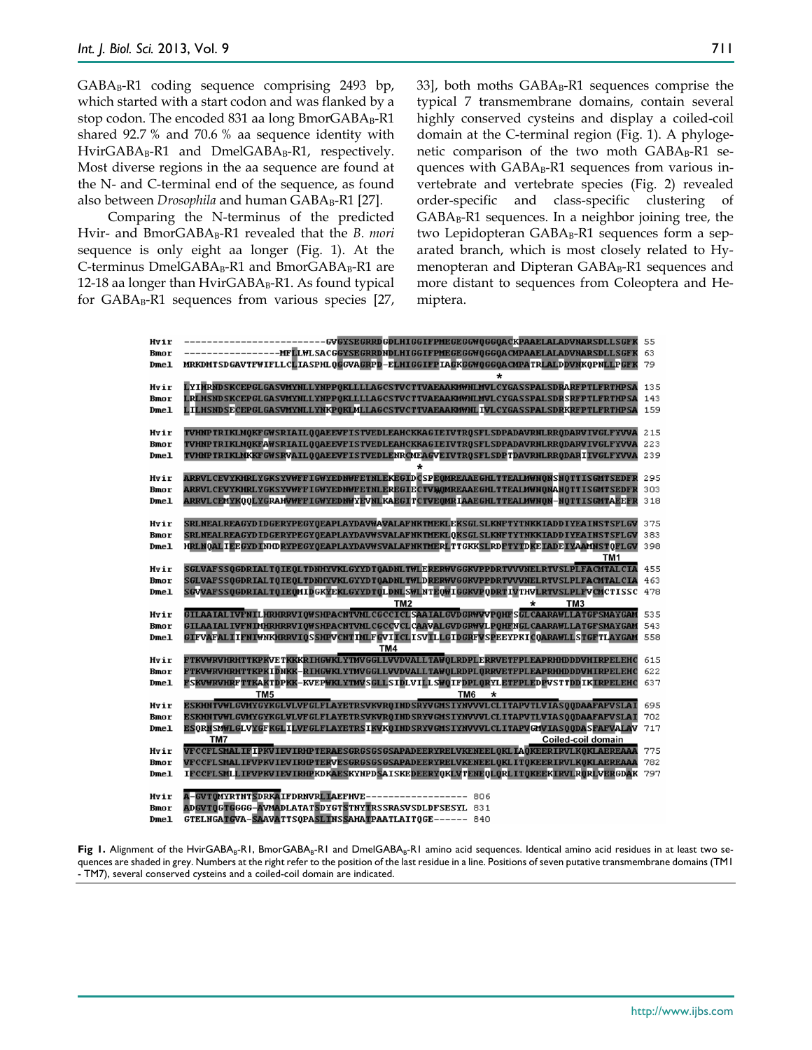GABA$_B$-R1 coding sequence comprising 2493 bp, which started with a start codon and was flanked by a stop codon. The encoded 831 aa long BmorGABA$_B$-R1 shared 92.7 % and 70.6 % aa sequence identity with HvirGABA$_B$-R1 and DmelGABA$_B$-R1, respectively. Most diverse regions in the aa sequence are found at the N- and C-terminal end of the sequence, as found also between *Drosophila* and human GABA$_B$-R1 [27].

Comparing the N-terminus of the predicted Hvir- and BmorGABA$_B$-R1 revealed that the *B. mori* sequence is only eight aa longer (Fig. 1). At the C-terminus DmelGABA$_B$-R1 and BmorGABA$_B$-R1 are 12-18 aa longer than HvirGABA$_B$-R1. As found typical for GABA$_B$-R1 sequences from various species [27, 33], both moths GABA$_B$-R1 sequences comprise the typical 7 transmembrane domains, contain several highly conserved cysteins and display a coiled-coil domain at the C-terminal region (Fig. 1). A phylogenetic comparison of the two moth GABA$_B$-R1 sequences with GABA$_B$-R1 sequences from various invertebrate and vertebrate species (Fig. 2) revealed order-specific and class-specific clustering of GABA$_B$-R1 sequences. In a neighbor joining tree, the two Lepidopteran GABA$_B$-R1 sequences form a separated branch, which is most closely related to Hymenopteran and Dipteran GABA$_B$-R1 sequences and more distant to sequences from Coleoptera and Hemiptera.

```
Hvir  -------------------------GVGYSEGRRDGDLHIGGIFPMEGEGGWQGGQACKPAAELALADVNARSDLLSGFK  55
Bmor  -----------------MFLLWLSACGGYSEGRRDNDLHIGGIFPMEGEGGWQGGQACMPAAELALADVNARSDLLSGFK  63
Dmel  MRKDMTSDGAVTFWIFILLCLIASPHLQGGVAGRPD-ELHIGGIFPIAGKGGWQGGQACMPATRLALDDVNKQPNLLPGFK  79
                                                         *
Hvir  LYIHRNDSKCEPGLGASVMYNLLYNPPQKLLLLAGCSTVCTTVAEAAKMWNLMVLCYGASSPALSDRARFPTLFRTHPSA  135
Bmor  LRLHSNDSKCEPGLGASVMYNLLYNPPQKLLLLAGCSTVCTTVAEAAKMWNLMVLCYGASSPALSDRSRFPTLFRTHPSA  143
Dmel  LILHSNDSECEPGLGASVMYNLLYNKPQKLMLLAGCSTVCTTVAEAAKMWNLIVLCYGASSPALSDRKRFPTLFRTHPSA  159

Hvir  TVHNPTRIKLMQKFGWSRIAILQQAEEVFISTVEDLEAHCKKAGIEIVTRQSFLSDPADAVRNLRRQDARVIVGLFYVVA  215
Bmor  TVHNPTRIKLMQKFAWSRIAILQQAEEVFISTVEDLEAHCKKAGIEIVTRQSFLSDPADAVRNLRRQDARVIVGLFYVVA  223
Dmel  TVHNPTRIKLMKKFGWSRVAILQQAEEVFISTVEDLENRCMEAGVEIVTRQSFLSDPTDAVRNLRRQDARIIVGLFYVVA  239
                                                *
Hvir  ARRVLCEVYKHRLYGKSYVWFFIGWYEDNWFETNLEKEGIDCSPEQMREAAEGHLTTEALMWNQNSNQTTISGMTSEDFR  295
Bmor  ARRVLCEVYKHRLYGKSYVWFFIGWYEDNWFETNLEREGIECTVNQMREAAEGHLTTEALMWNQNANQTTISGMTSEDFR  303
Dmel  ARRVLCEMYKQQLYGRAHVWFFIGWYEDNWYEVNLKAEGITCTVEQMRIAAEGHLTTEALMWNQN-NQTTISGMTAEEFR  318

Hvir  SRLNEALREAGYDIDGERYPEGYQEAPLAYDAVWAVALAFNKTMEKLEKSGLSLKNFTYTNKKIADDIYEAINSTSFLGV  375
Bmor  SRLNEALREAGYDIDGERYPEGYQEAPLAYDAVWSVALAFNKTMEKLQKSGLSLKNFTYTNKKIADDIYEAINSTSFLGV  383
Dmel  HRLNQALIEEGYDINHDRYPEGYQEAPLAYDAVWSVALAFNKTMERLTTGKKSLRDFTYTDKEIADEIYAAMNSTQFLGV  398
                                                                                    TM1
Hvir  SGLVAFSSQGDRIALTQIEQLTDNHYVKLGYYDTQADNLTWLERERWVGGKVPPDRTVVVNELRTVSLPLFACMTALCIA  455
Bmor  SGLVAFSSQGDRIALTQIEQLTDNHYVKLGYYDTQADNLTWLDRERWVGGKVPPDRTVVVNELRTVSLPLFACMTALCIA  463
Dmel  SGVVAFSSQGDRIALTQIEQMIDGKYEKLGYYDTQLDNLSWLNTEQWIGGKVPQDRTIVTHVLRTVSLPLFVCMCTISSC  478
                                     TM2                                *     TM3
Hvir  GILAAIALIVFNILHRHRRVIQWSHPACNTVMLCGCCICLSAAIALGVDGRWVVPQHFSGLCAARAWLLATGFSMAYGAM  535
Bmor  GILAAIALIVFNIMHRHRRVIQWSHPACNTVMLCGCCVCLCAAVALGVDGRWVLPQHFNGLCAARAWLLATGFSMAYGAM  543
Dmel  GIFVAFALIIFNIWNKHRRVIQSSHPVCNTIMLFGVIICLISVILLGIDGRFVSPEEYPKICQARAWLLSTGFTLAYGAM  558
                                       TM4
Hvir  FTKVWRVHRHTTKPKVETKKKRIHGWKLYTMVGGLLVVDVALLTAWQLRDPLERRVETFPLEAPRHHDDDVHIRPELEHC  615
Bmor  FTKVWRVHRHTTKPKIDNKK-RIHGWKLYTMVGGLLVVDVALLTAWQLRDPLQRRVETFPLEAPRHHDDDVHIRPELEHC  622
Dmel  FSKVWRVHRFTTKAKTDPKK-KVEPWKLYTMVSGLLSIDLVILLSWQIFDPLQRYLETFPLEDPVSTTDDIKIRPELEHC  637
              TM5                                  TM6    *
Hvir  ESKHNTVWLGVMYGYKGLVLVFGLFLAYETRSVKVRQINDSRYVGMSIYNVVVLCLITAPVTLVIASQQDAAFAFVSLAI  695
Bmor  ESKHNTVWLGVMYGYKGLVLVFGLFLAYETRSVKVRQINDSRYVGMSIYNVVVLCLITAPVTLVIASQQDAAFAFVSLAI  702
Dmel  ESQRNSMWLGLVYGFKGLILVFGLFLAYETRSIKVKQINDSRYVGMSIYNVVVLCLITAPVGMVIASQQDASFAFVALAV  717
        TM7                                                          Coiled-coil domain
Hvir  VFCCFLSMALIFIPKVIEVIRHPTERAESGRGSGSGSAPADEERYRELVKENEELQKLIAQKEERIRVLKQKLAERREAAA  775
Bmor  VFCCFLSMALIFVPKVIEVIRHPTERVESGRGSGSGSAPADEERYRELVKENEELQKLITQKEERIRVLKQKLAERREAAA  782
Dmel  IFCCFLSMLLIFVPKVIEVIRHPKDKAESKYNPDSAISKEDEERYQKLVTENEQLQRLITQKEEKIRVLRQRLVERGDAK  797

Hvir  A-GVTQMYRTNTSDRKAIFDRNVRLIAEFHVE-----------------  806
Bmor  ADGVTQGTGGGG-AVMADLATATSDYGTSTNYTRSSRASVSDLDFSESYL  831
Dmel  GTELNGATGVA-SAAVATTSQPASLINSSAHATPAATLAITQGE------  840
```

**Fig 1.** Alignment of the HvirGABA$_B$-R1, BmorGABA$_B$-R1 and DmelGABA$_B$-R1 amino acid sequences. Identical amino acid residues in at least two sequences are shaded in grey. Numbers at the right refer to the position of the last residue in a line. Positions of seven putative transmembrane domains (TM1 - TM7), several conserved cysteins and a coiled-coil domain are indicated.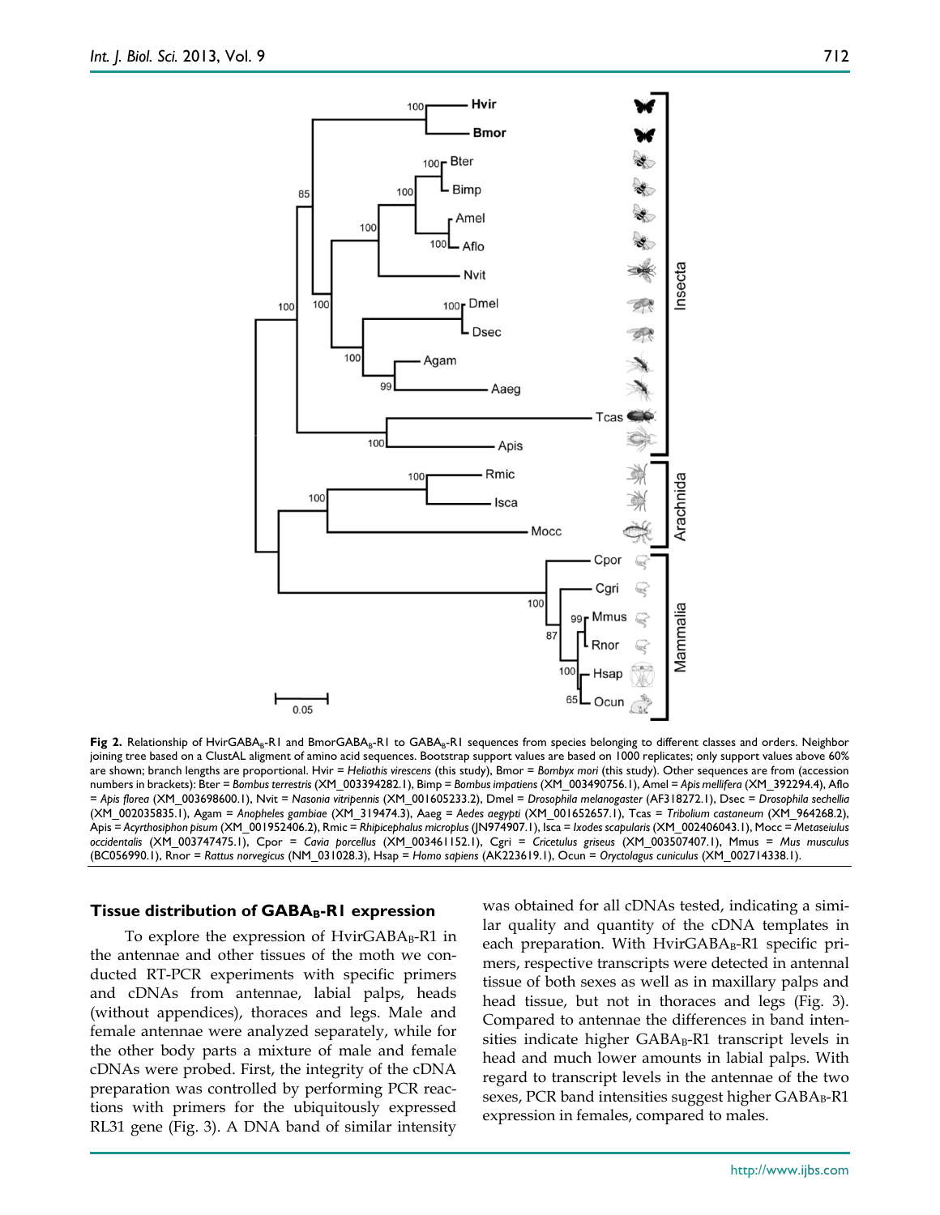**Fig 2.** Relationship of HvirGABA$_B$-R1 and BmorGABA$_B$-R1 to GABA$_B$-R1 sequences from species belonging to different classes and orders. Neighbor joining tree based on a ClustAL aligment of amino acid sequences. Bootstrap support values are based on 1000 replicates; only support values above 60% are shown; branch lengths are proportional. Hvir = *Heliothis virescens* (this study), Bmor = *Bombyx mori* (this study). Other sequences are from (accession numbers in brackets): Bter = *Bombus terrestris* (XM_003394282.1), Bimp = *Bombus impatiens* (XM_003490756.1), Amel = *Apis mellifera* (XM_392294.4), Aflo = *Apis florea* (XM_003698600.1), Nvit = *Nasonia vitripennis* (XM_001605233.2), Dmel = *Drosophila melanogaster* (AF318272.1), Dsec = *Drosophila sechellia* (XM_002035835.1), Agam = *Anopheles gambiae* (XM_319474.3), Aaeg = *Aedes aegypti* (XM_001652657.1), Tcas = *Tribolium castaneum* (XM_964268.2), Apis = *Acyrthosiphon pisum* (XM_001952406.2), Rmic = *Rhipicephalus microplus* (JN974907.1), Isca = *Ixodes scapularis* (XM_002406043.1), Mocc = *Metaseiulus occidentalis* (XM_003747475.1), Cpor = *Cavia porcellus* (XM_003461152.1), Cgri = *Cricetulus griseus* (XM_003507407.1), Mmus = *Mus musculus* (BC056990.1), Rnor = *Rattus norvegicus* (NM_031028.3), Hsap = *Homo sapiens* (AK223619.1), Ocun = *Oryctolagus cuniculus* (XM_002714338.1).

### Tissue distribution of GABA$_B$-R1 expression

To explore the expression of HvirGABA$_B$-R1 in the antennae and other tissues of the moth we conducted RT-PCR experiments with specific primers and cDNAs from antennae, labial palps, heads (without appendices), thoraces and legs. Male and female antennae were analyzed separately, while for the other body parts a mixture of male and female cDNAs were probed. First, the integrity of the cDNA preparation was controlled by performing PCR reactions with primers for the ubiquitously expressed RL31 gene (Fig. 3). A DNA band of similar intensity was obtained for all cDNAs tested, indicating a similar quality and quantity of the cDNA templates in each preparation. With HvirGABA$_B$-R1 specific primers, respective transcripts were detected in antennal tissue of both sexes as well as in maxillary palps and head tissue, but not in thoraces and legs (Fig. 3). Compared to antennae the differences in band intensities indicate higher GABA$_B$-R1 transcript levels in head and much lower amounts in labial palps. With regard to transcript levels in the antennae of the two sexes, PCR band intensities suggest higher GABA$_B$-R1 expression in females, compared to males.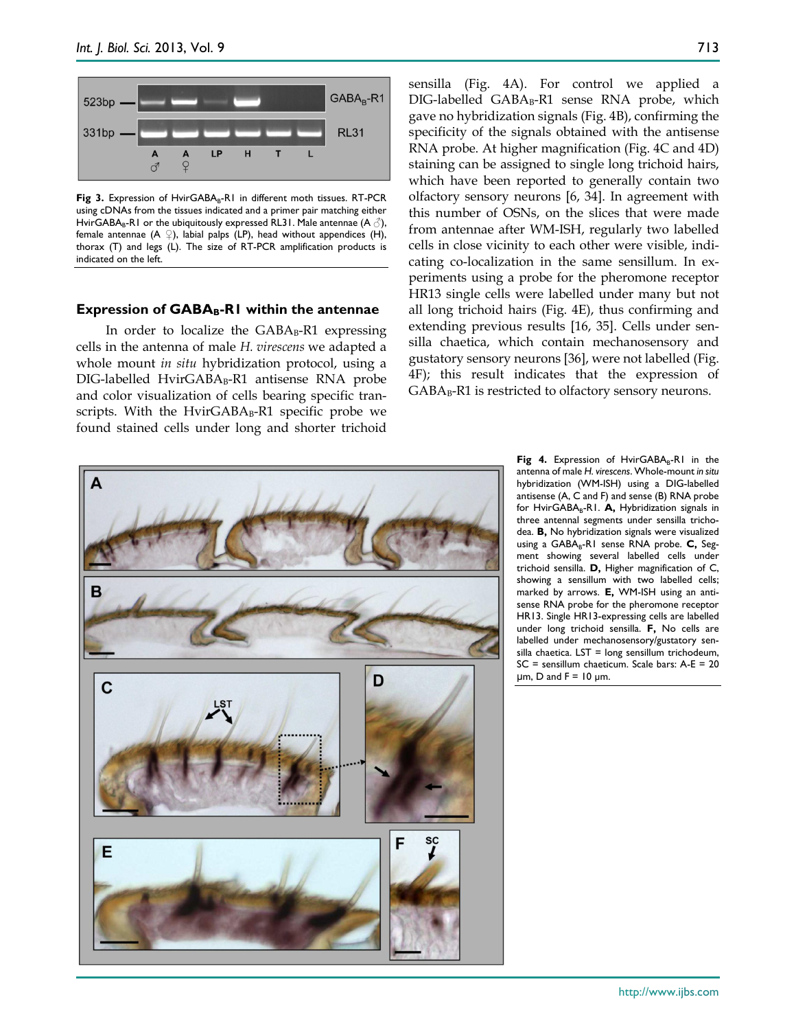Fig 3. Expression of Hvir$GABA_B$-R1 in different moth tissues. RT-PCR using cDNAs from the tissues indicated and a primer pair matching either Hvir$GABA_B$-R1 or the ubiquitously expressed RL31. Male antennae (A ♂), female antennae (A ♀), labial palps (LP), head without appendices (H), thorax (T) and legs (L). The size of RT-PCR amplification products is indicated on the left.

### Expression of $GABA_B$-R1 within the antennae

In order to localize the $GABA_B$-R1 expressing cells in the antenna of male *H. virescens* we adapted a whole mount *in situ* hybridization protocol, using a DIG-labelled Hvir$GABA_B$-R1 antisense RNA probe and color visualization of cells bearing specific transcripts. With the Hvir$GABA_B$-R1 specific probe we found stained cells under long and shorter trichoid sensilla (Fig. 4A). For control we applied a DIG-labelled $GABA_B$-R1 sense RNA probe, which gave no hybridization signals (Fig. 4B), confirming the specificity of the signals obtained with the antisense RNA probe. At higher magnification (Fig. 4C and 4D) staining can be assigned to single long trichoid hairs, which have been reported to generally contain two olfactory sensory neurons [6, 34]. In agreement with this number of OSNs, on the slices that were made from antennae after WM-ISH, regularly two labelled cells in close vicinity to each other were visible, indicating co-localization in the same sensillum. In experiments using a probe for the pheromone receptor HR13 single cells were labelled under many but not all long trichoid hairs (Fig. 4E), thus confirming and extending previous results [16, 35]. Cells under sensilla chaetica, which contain mechanosensory and gustatory sensory neurons [36], were not labelled (Fig. 4F); this result indicates that the expression of $GABA_B$-R1 is restricted to olfactory sensory neurons.

Fig 4. Expression of Hvir$GABA_B$-R1 in the antenna of male *H. virescens*. Whole-mount *in situ* hybridization (WM-ISH) using a DIG-labelled antisense (A, C and F) and sense (B) RNA probe for Hvir$GABA_B$-R1. **A,** Hybridization signals in three antennal segments under sensilla trichodea. **B,** No hybridization signals were visualized using a $GABA_B$-R1 sense RNA probe. **C,** Segment showing several labelled cells under trichoid sensilla. **D,** Higher magnification of C, showing a sensillum with two labelled cells; marked by arrows. **E,** WM-ISH using an antisense RNA probe for the pheromone receptor HR13. Single HR13-expressing cells are labelled under long trichoid sensilla. **F,** No cells are labelled under mechanosensory/gustatory sensilla chaetica. LST = long sensillum trichodeum, SC = sensillum chaeticum. Scale bars: A-E = 20 µm, D and F = 10 µm.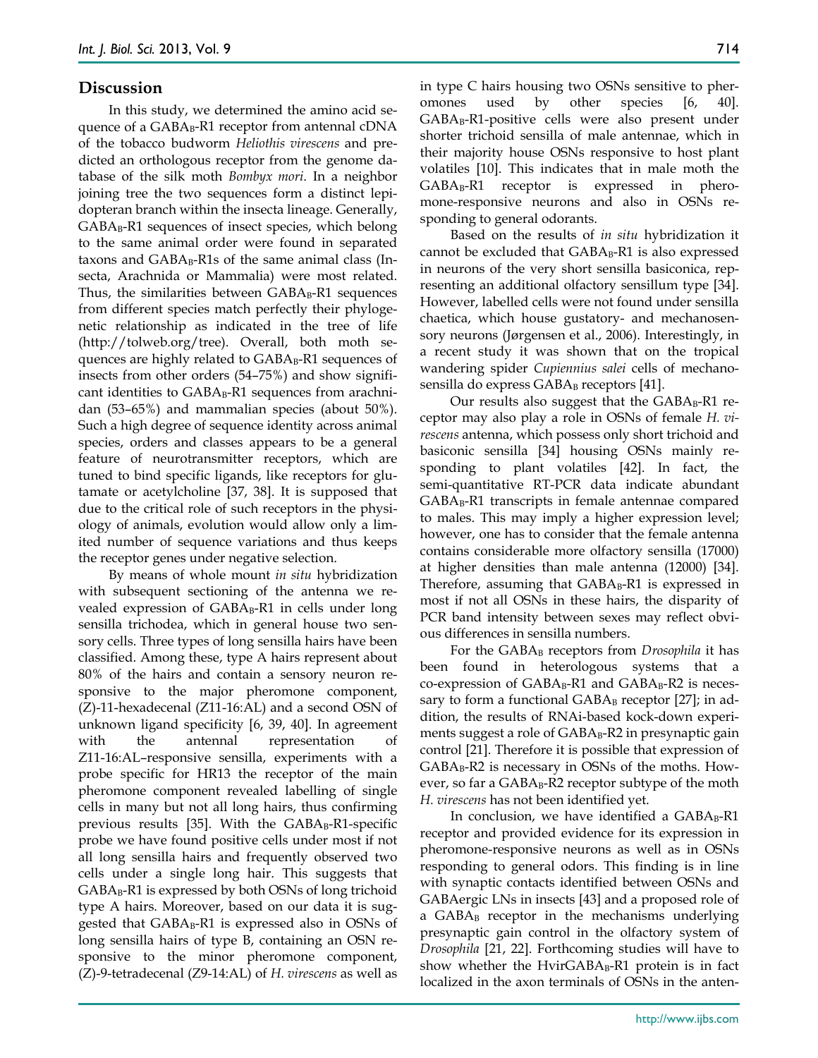## Discussion

In this study, we determined the amino acid sequence of a $GABA_B$-R1 receptor from antennal cDNA of the tobacco budworm *Heliothis virescens* and predicted an orthologous receptor from the genome database of the silk moth *Bombyx mori*. In a neighbor joining tree the two sequences form a distinct lepidopteran branch within the insecta lineage. Generally, $GABA_B$-R1 sequences of insect species, which belong to the same animal order were found in separated taxons and $GABA_B$-R1s of the same animal class (Insecta, Arachnida or Mammalia) were most related. Thus, the similarities between $GABA_B$-R1 sequences from different species match perfectly their phylogenetic relationship as indicated in the tree of life (http://tolweb.org/tree). Overall, both moth sequences are highly related to $GABA_B$-R1 sequences of insects from other orders (54–75%) and show significant identities to $GABA_B$-R1 sequences from arachnidan (53–65%) and mammalian species (about 50%). Such a high degree of sequence identity across animal species, orders and classes appears to be a general feature of neurotransmitter receptors, which are tuned to bind specific ligands, like receptors for glutamate or acetylcholine [37, 38]. It is supposed that due to the critical role of such receptors in the physiology of animals, evolution would allow only a limited number of sequence variations and thus keeps the receptor genes under negative selection.

By means of whole mount *in situ* hybridization with subsequent sectioning of the antenna we revealed expression of $GABA_B$-R1 in cells under long sensilla trichodea, which in general house two sensory cells. Three types of long sensilla hairs have been classified. Among these, type A hairs represent about 80% of the hairs and contain a sensory neuron responsive to the major pheromone component, (Z)-11-hexadecenal (Z11-16:AL) and a second OSN of unknown ligand specificity [6, 39, 40]. In agreement with the antennal representation of Z11-16:AL–responsive sensilla, experiments with a probe specific for HR13 the receptor of the main pheromone component revealed labelling of single cells in many but not all long hairs, thus confirming previous results [35]. With the $GABA_B$-R1-specific probe we have found positive cells under most if not all long sensilla hairs and frequently observed two cells under a single long hair. This suggests that $GABA_B$-R1 is expressed by both OSNs of long trichoid type A hairs. Moreover, based on our data it is suggested that $GABA_B$-R1 is expressed also in OSNs of long sensilla hairs of type B, containing an OSN responsive to the minor pheromone component, (Z)-9-tetradecenal (Z9-14:AL) of *H. virescens* as well as in type C hairs housing two OSNs sensitive to pheromones used by other species [6, 40]. $GABA_B$-R1-positive cells were also present under shorter trichoid sensilla of male antennae, which in their majority house OSNs responsive to host plant volatiles [10]. This indicates that in male moth the $GABA_B$-R1 receptor is expressed in pheromone-responsive neurons and also in OSNs responding to general odorants.

Based on the results of *in situ* hybridization it cannot be excluded that $GABA_B$-R1 is also expressed in neurons of the very short sensilla basiconica, representing an additional olfactory sensillum type [34]. However, labelled cells were not found under sensilla chaetica, which house gustatory- and mechanosensory neurons (Jørgensen et al., 2006). Interestingly, in a recent study it was shown that on the tropical wandering spider *Cupiennius salei* cells of mechanosensilla do express $GABA_B$ receptors [41].

Our results also suggest that the $GABA_B$-R1 receptor may also play a role in OSNs of female *H. virescens* antenna, which possess only short trichoid and basiconic sensilla [34] housing OSNs mainly responding to plant volatiles [42]. In fact, the semi-quantitative RT-PCR data indicate abundant $GABA_B$-R1 transcripts in female antennae compared to males. This may imply a higher expression level; however, one has to consider that the female antenna contains considerable more olfactory sensilla (17000) at higher densities than male antenna (12000) [34]. Therefore, assuming that $GABA_B$-R1 is expressed in most if not all OSNs in these hairs, the disparity of PCR band intensity between sexes may reflect obvious differences in sensilla numbers.

For the $GABA_B$ receptors from *Drosophila* it has been found in heterologous systems that a co-expression of $GABA_B$-R1 and $GABA_B$-R2 is necessary to form a functional $GABA_B$ receptor [27]; in addition, the results of RNAi-based kock-down experiments suggest a role of $GABA_B$-R2 in presynaptic gain control [21]. Therefore it is possible that expression of $GABA_B$-R2 is necessary in OSNs of the moths. However, so far a $GABA_B$-R2 receptor subtype of the moth *H. virescens* has not been identified yet.

In conclusion, we have identified a $GABA_B$-R1 receptor and provided evidence for its expression in pheromone-responsive neurons as well as in OSNs responding to general odors. This finding is in line with synaptic contacts identified between OSNs and GABAergic LNs in insects [43] and a proposed role of a $GABA_B$ receptor in the mechanisms underlying presynaptic gain control in the olfactory system of *Drosophila* [21, 22]. Forthcoming studies will have to show whether the Hvir$GABA_B$-R1 protein is in fact localized in the axon terminals of OSNs in the anten-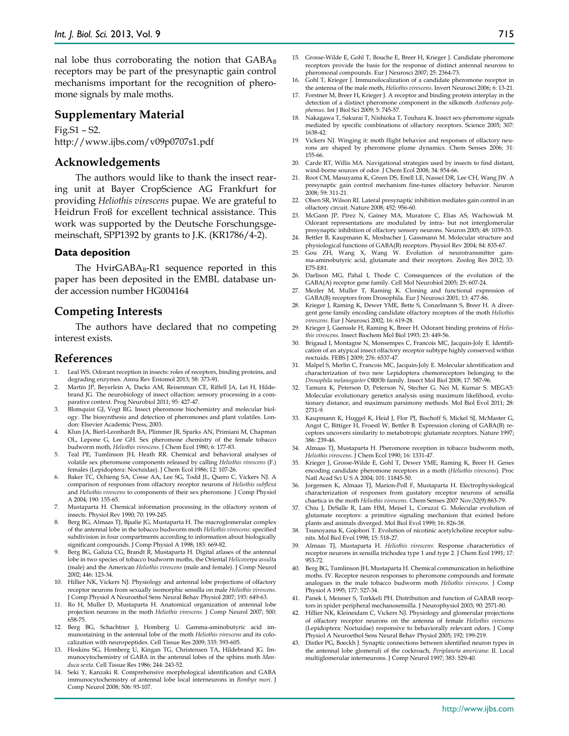nal lobe thus corroborating the notion that $GABA_B$ receptors may be part of the presynaptic gain control mechanisms important for the recognition of pheromone signals by male moths.

## Supplementary Material

Fig.S1 – S2.
http://www.ijbs.com/v09p0707s1.pdf

## Acknowledgements

The authors would like to thank the insect rearing unit at Bayer CropScience AG Frankfurt for providing *Heliothis virescens* pupae. We are grateful to Heidrun Froß for excellent technical assistance. This work was supported by the Deutsche Forschungsgemeinschaft, SPP1392 by grants to J.K. (KR1786/4-2).

### Data deposition

The Hvir$GABA_B$-R1 sequence reported in this paper has been deposited in the EMBL database under accession number HG004164

## Competing Interests

The authors have declared that no competing interest exists.

## References

1. Leal WS. Odorant reception in insects: roles of receptors, binding proteins, and degrading enzymes. Annu Rev Entomol 2013; 58: 373-91.
2. Martin JP, Beyerlein A, Dacks AM, Reisenman CE, Riffell JA, Lei H, Hildebrand JG. The neurobiology of insect olfaction: sensory processing in a comparative context. Prog Neurobiol 2011; 95: 427-47.
3. Blomquist GJ, Vogt RG. Insect pheromone biochemistry and molecular biology. The biosynthesis and detection of pheromones and plant volatiles. London: Elsevier Academic Press, 2003.
4. Klun JA, Bierl-Leonhardt BA, Plimmer JR, Sparks AN, Primiani M, Chapman OL, Lepone G, Lee GH. Sex pheromone chemistry of the female tobacco budworm moth, *Heliothis virescens*. J Chem Ecol 1980; 6: 177-83.
5. Teal PE, Tumlinson JH, Heath RR. Chemical and behavioral analyses of volatile sex pheromone components released by calling *Heliothis virescens* (F.) females (Lepidoptera: Noctuidae). J Chem Ecol 1986; 12: 107-26.
6. Baker TC, Ochieng SA, Cosse AA, Lee SG, Todd JL, Quero C, Vickers NJ. A comparison of responses from olfactory receptor neurons of *Heliothis subflexa* and *Heliothis virescens* to components of their sex pheromone. J Comp Physiol A 2004; 190: 155-65.
7. Mustaparta H. Chemical information processing in the olfactory system of insects. Physiol Rev 1990; 70: 199-245.
8. Berg BG, Almaas TJ, Bjaalie JG, Mustaparta H. The macroglomerular complex of the antennal lobe in the tobacco budworm moth *Heliothis virescens*: specified subdivision in four compartments according to information about biologically significant compounds. J Comp Physiol A 1998; 183: 669-82.
9. Berg BG, Galizia CG, Brandt R, Mustaparta H. Digital atlases of the antennal lobe in two species of tobacco budworm moths, the Oriental *Helicoverpa assulta* (male) and the American *Heliothis virescens* (male and female). J Comp Neurol 2002; 446: 123-34.
10. Hillier NK, Vickers NJ. Physiology and antennal lobe projections of olfactory receptor neurons from sexually isomorphic sensilla on male *Heliothis virescens*. J Comp Physiol A Neuroethol Sens Neural Behav Physiol 2007; 193: 649-63.
11. Ro H, Muller D, Mustaparta H. Anatomical organization of antennal lobe projection neurons in the moth *Heliothis virescens*. J Comp Neurol 2007; 500: 658-75.
12. Berg BG, Schachtner J, Homberg U. Gamma-aminobutyric acid immunostaining in the antennal lobe of the moth *Heliothis virescens* and its colocalization with neuropeptides. Cell Tissue Res 2009; 335: 593-605.
13. Hoskins SG, Homberg U, Kingan TG, Christensen TA, Hildebrand JG. Immunocytochemistry of GABA in the antennal lobes of the sphinx moth *Manduca sexta*. Cell Tissue Res 1986; 244: 243-52.
14. Seki Y, Kanzaki R. Comprehensive morphological identification and GABA immunocytochemistry of antennal lobe local interneurons in *Bombyx mori*. J Comp Neurol 2008; 506: 93-107.
15. Grosse-Wilde E, Gohl T, Bouche E, Breer H, Krieger J. Candidate pheromone receptors provide the basis for the response of distinct antennal neurons to pheromonal compounds. Eur J Neurosci 2007; 25: 2364-73.
16. Gohl T, Krieger J. Immunolocalization of a candidate pheromone receptor in the antenna of the male moth, *Heliothis virescens*. Invert Neurosci 2006; 6: 13-21.
17. Forstner M, Breer H, Krieger J. A receptor and binding protein interplay in the detection of a distinct pheromone component in the silkmoth *Antheraea polyphemus*. Int J Biol Sci 2009; 5: 745-57.
18. Nakagawa T, Sakurai T, Nishioka T, Touhara K. Insect sex-pheromone signals mediated by specific combinations of olfactory receptors. Science 2005; 307: 1638-42.
19. Vickers NJ. Winging it: moth flight behavior and responses of olfactory neurons are shaped by pheromone plume dynamics. Chem Senses 2006; 31: 155-66.
20. Carde RT, Willis MA. Navigational strategies used by insects to find distant, wind-borne sources of odor. J Chem Ecol 2008; 34: 854-66.
21. Root CM, Masuyama K, Green DS, Enell LE, Nassel DR, Lee CH, Wang JW. A presynaptic gain control mechanism fine-tunes olfactory behavior. Neuron 2008; 59: 311-21.
22. Olsen SR, Wilson RI. Lateral presynaptic inhibition mediates gain control in an olfactory circuit. Nature 2008; 452: 956-60.
23. McGann JP, Pirez N, Gainey MA, Muratore C, Elias AS, Wachowiak M. Odorant representations are modulated by intra- but not interglomerular presynaptic inhibition of olfactory sensory neurons. Neuron 2005; 48: 1039-53.
24. Bettler B, Kaupmann K, Mosbacher J, Gassmann M. Molecular structure and physiological functions of GABA(B) receptors. Physiol Rev 2004; 84: 835-67.
25. Gou ZH, Wang X, Wang W. Evolution of neurotransmitter gamma-aminobutyric acid, glutamate and their receptors. Zoolog Res 2012; 33: E75-E81.
26. Darlison MG, Pahal I, Thode C. Consequences of the evolution of the GABA(A) receptor gene family. Cell Mol Neurobiol 2005; 25: 607-24.
27. Mezler M, Muller T, Raming K. Cloning and functional expression of GABA(B) receptors from Drosophila. Eur J Neurosci 2001; 13: 477-86.
28. Krieger J, Raming K, Dewer YME, Bette S, Conzelmann S, Breer H. A divergent gene family encoding candidate olfactory receptors of the moth *Heliothis virescens*. Eur J Neurosci 2002; 16: 619-28.
29. Krieger J, Gaenssle H, Raming K, Breer H. Odorant binding proteins of *Heliothis virescens*. Insect Biochem Mol Biol 1993; 23: 449-56.
30. Brigaud I, Montagne N, Monsempes C, Francois MC, Jacquin-Joly E. Identification of an atypical insect olfactory receptor subtype highly conserved within noctuids. FEBS J 2009; 276: 6537-47.
31. Malpel S, Merlin C, Francois MC, Jacquin-Joly E. Molecular identification and characterization of two new Lepidoptera chemoreceptors belonging to the *Drosophila melanogaster* OR83b family. Insect Mol Biol 2008; 17: 587-96.
32. Tamura K, Peterson D, Peterson N, Stecher G, Nei M, Kumar S. MEGA5: Molecular evolutionary genetics analysis using maximum likelihood, evolutionary distance, and maximum parsimony methods. Mol Biol Evol 2011; 28: 2731-9.
33. Kaupmann K, Huggel K, Heid J, Flor PJ, Bischoff S, Mickel SJ, McMaster G, Angst C, Bittiger H, Froestl W, Bettler B. Expression cloning of GABA(B) receptors uncovers similarity to metabotropic glutamate receptors. Nature 1997; 386: 239-46.
34. Almaas TJ, Mustaparta H. Pheromone reception in tobacco budworm moth, *Heliothis virescens*. J Chem Ecol 1990; 16: 1331-47.
35. Krieger J, Grosse-Wilde E, Gohl T, Dewer YME, Raming K, Breer H. Genes encoding candidate pheromone receptors in a moth (*Heliothis virescens*). Proc Natl Acad Sci U S A 2004; 101: 11845-50.
36. Jorgensen K, Almaas TJ, Marion-Poll F, Mustaparta H. Electrophysiological characterization of responses from gustatory receptor neurons of sensilla chaetica in the moth *Heliothis virescens*. Chem Senses 2007 Nov;32(9):863-79.
37. Chiu J, DeSalle R, Lam HM, Meisel L, Coruzzi G. Molecular evolution of glutamate receptors: a primitive signaling mechanism that existed before plants and animals diverged. Mol Biol Evol 1999; 16: 826-38.
38. Tsunoyama K, Gojobori T. Evolution of nicotinic acetylcholine receptor subunits. Mol Biol Evol 1998; 15: 518-27.
39. Almaas TJ, Mustaparta H. *Heliothis virescens*: Response characteristics of receptor neurons in sensilla trichodea type 1 and type 2. J Chem Ecol 1991; 17: 953-72.
40. Berg BG, Tumlinson JH, Mustaparta H. Chemical communication in heliothine moths. IV. Receptor neuron responses to pheromone compounds and formate analogues in the male tobacco budworm moth *Heliothis virescens*. J Comp Physiol A 1995; 177: 527-34.
41. Panek I, Meisner S, Torkkeli PH. Distribution and function of GABAB receptors in spider peripheral mechanosensilla. J Neurophysiol 2003; 90: 2571-80.
42. Hillier NK, Kleineidam C, Vickers NJ. Physiology and glomerular projections of olfactory receptor neurons on the antenna of female *Heliothis virescens* (Lepidoptera: Noctuidae) responsive to behaviorally relevant odors. J Comp Physiol A Neuroethol Sens Neural Behav Physiol 2005; 192: 199-219.
43. Distler PG, Boeckh J. Synaptic connections between identified neuron types in the antennal lobe glomeruli of the cockroach, *Periplaneta americana*: II. Local multiglomerular interneurons. J Comp Neurol 1997; 383: 529-40.